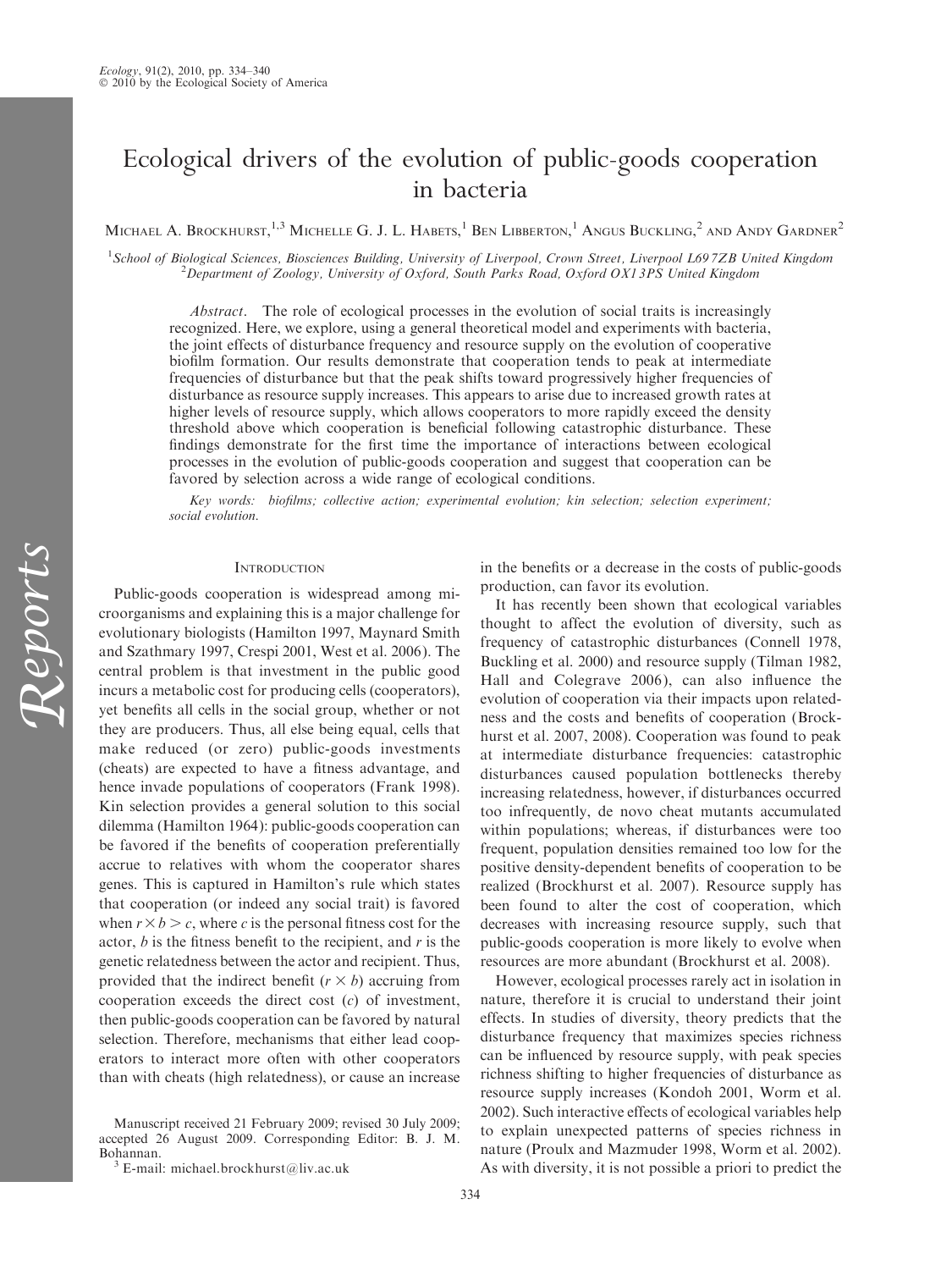# Ecological drivers of the evolution of public-goods cooperation in bacteria

Michael A. Brockhurst,[1,3] Michelle G. J. L. Habets,[1] Ben Libberton,[1] Angus Buckling,[2] and Andy Gardner[2]

[1]School of Biological Sciences, Biosciences Building, University of Liverpool, Crown Street, Liverpool L69 7ZB United Kingdom
[2]Department of Zoology, University of Oxford, South Parks Road, Oxford OX1 3PS United Kingdom

*Abstract*. The role of ecological processes in the evolution of social traits is increasingly recognized. Here, we explore, using a general theoretical model and experiments with bacteria, the joint effects of disturbance frequency and resource supply on the evolution of cooperative biofilm formation. Our results demonstrate that cooperation tends to peak at intermediate frequencies of disturbance but that the peak shifts toward progressively higher frequencies of disturbance as resource supply increases. This appears to arise due to increased growth rates at higher levels of resource supply, which allows cooperators to more rapidly exceed the density threshold above which cooperation is beneficial following catastrophic disturbance. These findings demonstrate for the first time the importance of interactions between ecological processes in the evolution of public-goods cooperation and suggest that cooperation can be favored by selection across a wide range of ecological conditions.

*Key words: biofilms; collective action; experimental evolution; kin selection; selection experiment; social evolution.*

## Introduction

Public-goods cooperation is widespread among microorganisms and explaining this is a major challenge for evolutionary biologists (Hamilton 1997, Maynard Smith and Szathmary 1997, Crespi 2001, West et al. 2006). The central problem is that investment in the public good incurs a metabolic cost for producing cells (cooperators), yet benefits all cells in the social group, whether or not they are producers. Thus, all else being equal, cells that make reduced (or zero) public-goods investments (cheats) are expected to have a fitness advantage, and hence invade populations of cooperators (Frank 1998). Kin selection provides a general solution to this social dilemma (Hamilton 1964): public-goods cooperation can be favored if the benefits of cooperation preferentially accrue to relatives with whom the cooperator shares genes. This is captured in Hamilton's rule which states that cooperation (or indeed any social trait) is favored when $r \times b > c$, where $c$ is the personal fitness cost for the actor, $b$ is the fitness benefit to the recipient, and $r$ is the genetic relatedness between the actor and recipient. Thus, provided that the indirect benefit ($r \times b$) accruing from cooperation exceeds the direct cost ($c$) of investment, then public-goods cooperation can be favored by natural selection. Therefore, mechanisms that either lead cooperators to interact more often with other cooperators than with cheats (high relatedness), or cause an increase in the benefits or a decrease in the costs of public-goods production, can favor its evolution.

It has recently been shown that ecological variables thought to affect the evolution of diversity, such as frequency of catastrophic disturbances (Connell 1978, Buckling et al. 2000) and resource supply (Tilman 1982, Hall and Colegrave 2006), can also influence the evolution of cooperation via their impacts upon relatedness and the costs and benefits of cooperation (Brockhurst et al. 2007, 2008). Cooperation was found to peak at intermediate disturbance frequencies: catastrophic disturbances caused population bottlenecks thereby increasing relatedness, however, if disturbances occurred too infrequently, de novo cheat mutants accumulated within populations; whereas, if disturbances were too frequent, population densities remained too low for the positive density-dependent benefits of cooperation to be realized (Brockhurst et al. 2007). Resource supply has been found to alter the cost of cooperation, which decreases with increasing resource supply, such that public-goods cooperation is more likely to evolve when resources are more abundant (Brockhurst et al. 2008).

However, ecological processes rarely act in isolation in nature, therefore it is crucial to understand their joint effects. In studies of diversity, theory predicts that the disturbance frequency that maximizes species richness can be influenced by resource supply, with peak species richness shifting to higher frequencies of disturbance as resource supply increases (Kondoh 2001, Worm et al. 2002). Such interactive effects of ecological variables help to explain unexpected patterns of species richness in nature (Proulx and Mazmuder 1998, Worm et al. 2002). As with diversity, it is not possible a priori to predict the

Manuscript received 21 February 2009; revised 30 July 2009; accepted 26 August 2009. Corresponding Editor: B. J. M. Bohannan.

[3] E-mail: michael.brockhurst@liv.ac.uk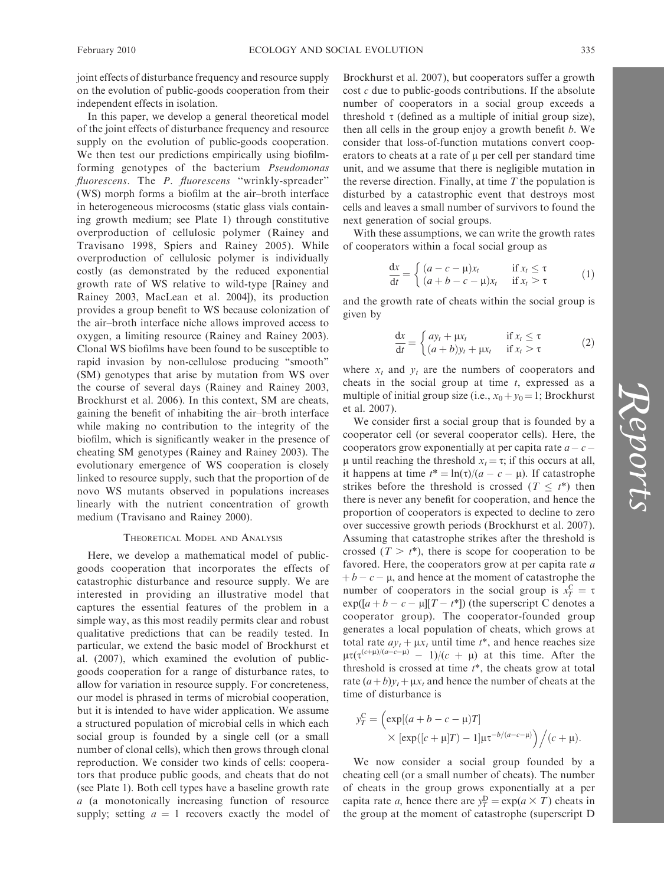joint effects of disturbance frequency and resource supply on the evolution of public-goods cooperation from their independent effects in isolation.

In this paper, we develop a general theoretical model of the joint effects of disturbance frequency and resource supply on the evolution of public-goods cooperation. We then test our predictions empirically using biofilm-forming genotypes of the bacterium *Pseudomonas fluorescens*. The *P. fluorescens* "wrinkly-spreader" (WS) morph forms a biofilm at the air–broth interface in heterogeneous microcosms (static glass vials containing growth medium; see Plate 1) through constitutive overproduction of cellulosic polymer (Rainey and Travisano 1998, Spiers and Rainey 2005). While overproduction of cellulosic polymer is individually costly (as demonstrated by the reduced exponential growth rate of WS relative to wild-type [Rainey and Rainey 2003, MacLean et al. 2004]), its production provides a group benefit to WS because colonization of the air–broth interface niche allows improved access to oxygen, a limiting resource (Rainey and Rainey 2003). Clonal WS biofilms have been found to be susceptible to rapid invasion by non-cellulose producing "smooth" (SM) genotypes that arise by mutation from WS over the course of several days (Rainey and Rainey 2003, Brockhurst et al. 2006). In this context, SM are cheats, gaining the benefit of inhabiting the air–broth interface while making no contribution to the integrity of the biofilm, which is significantly weaker in the presence of cheating SM genotypes (Rainey and Rainey 2003). The evolutionary emergence of WS cooperation is closely linked to resource supply, such that the proportion of de novo WS mutants observed in populations increases linearly with the nutrient concentration of growth medium (Travisano and Rainey 2000).

## Theoretical Model and Analysis

Here, we develop a mathematical model of public-goods cooperation that incorporates the effects of catastrophic disturbance and resource supply. We are interested in providing an illustrative model that captures the essential features of the problem in a simple way, as this most readily permits clear and robust qualitative predictions that can be readily tested. In particular, we extend the basic model of Brockhurst et al. (2007), which examined the evolution of public-goods cooperation for a range of disturbance rates, to allow for variation in resource supply. For concreteness, our model is phrased in terms of microbial cooperation, but it is intended to have wider application. We assume a structured population of microbial cells in which each social group is founded by a single cell (or a small number of clonal cells), which then grows through clonal reproduction. We consider two kinds of cells: cooperators that produce public goods, and cheats that do not (see Plate 1). Both cell types have a baseline growth rate $a$ (a monotonically increasing function of resource supply; setting $a = 1$ recovers exactly the model of Brockhurst et al. 2007), but cooperators suffer a growth cost $c$ due to public-goods contributions. If the absolute number of cooperators in a social group exceeds a threshold $\tau$ (defined as a multiple of initial group size), then all cells in the group enjoy a growth benefit $b$. We consider that loss-of-function mutations convert cooperators to cheats at a rate of $\mu$ per cell per standard time unit, and we assume that there is negligible mutation in the reverse direction. Finally, at time $T$ the population is disturbed by a catastrophic event that destroys most cells and leaves a small number of survivors to found the next generation of social groups.

With these assumptions, we can write the growth rates of cooperators within a focal social group as

$$\frac{dx}{dt} = \begin{cases} (a - c - \mu)x_t & \text{if } x_t \leq \tau \\ (a + b - c - \mu)x_t & \text{if } x_t > \tau \end{cases} \qquad (1)$$

and the growth rate of cheats within the social group is given by

$$\frac{dx}{dt} = \begin{cases} ay_t + \mu x_t & \text{if } x_t \leq \tau \\ (a + b)y_t + \mu x_t & \text{if } x_t > \tau \end{cases} \qquad (2)$$

where $x_t$ and $y_t$ are the numbers of cooperators and cheats in the social group at time $t$, expressed as a multiple of initial group size (i.e., $x_0 + y_0 = 1$; Brockhurst et al. 2007).

We consider first a social group that is founded by a cooperator cell (or several cooperator cells). Here, the cooperators grow exponentially at per capita rate $a - c - \mu$ until reaching the threshold $x_t = \tau$; if this occurs at all, it happens at time $t^* = \ln(\tau)/(a - c - \mu)$. If catastrophe strikes before the threshold is crossed ($T \leq t^*$) then there is never any benefit for cooperation, and hence the proportion of cooperators is expected to decline to zero over successive growth periods (Brockhurst et al. 2007). Assuming that catastrophe strikes after the threshold is crossed ($T > t^*$), there is scope for cooperation to be favored. Here, the cooperators grow at per capita rate $a + b - c - \mu$, and hence at the moment of catastrophe the number of cooperators in the social group is $x_T^{\mathrm{C}} = \tau \exp([a + b - c - \mu][T - t^*])$ (the superscript C denotes a cooperator group). The cooperator-founded group generates a local population of cheats, which grows at total rate $ay_t + \mu x_t$ until time $t^*$, and hence reaches size $\mu\tau(\tau^{(c+\mu)/(a-c-\mu)} - 1)/(c + \mu)$ at this time. After the threshold is crossed at time $t^*$, the cheats grow at total rate $(a + b)y_t + \mu x_t$ and hence the number of cheats at the time of disturbance is

$$y_T^{\mathrm{C}} = \Big(\exp[(a + b - c - \mu)T] \times [\exp([c + \mu]T) - 1]\mu\tau^{-b/(a-c-\mu)}\Big) \Big/ (c + \mu).$$

We now consider a social group founded by a cheating cell (or a small number of cheats). The number of cheats in the group grows exponentially at a per capita rate $a$, hence there are $y_T^{\mathrm{D}} = \exp(a \times T)$ cheats in the group at the moment of catastrophe (superscript D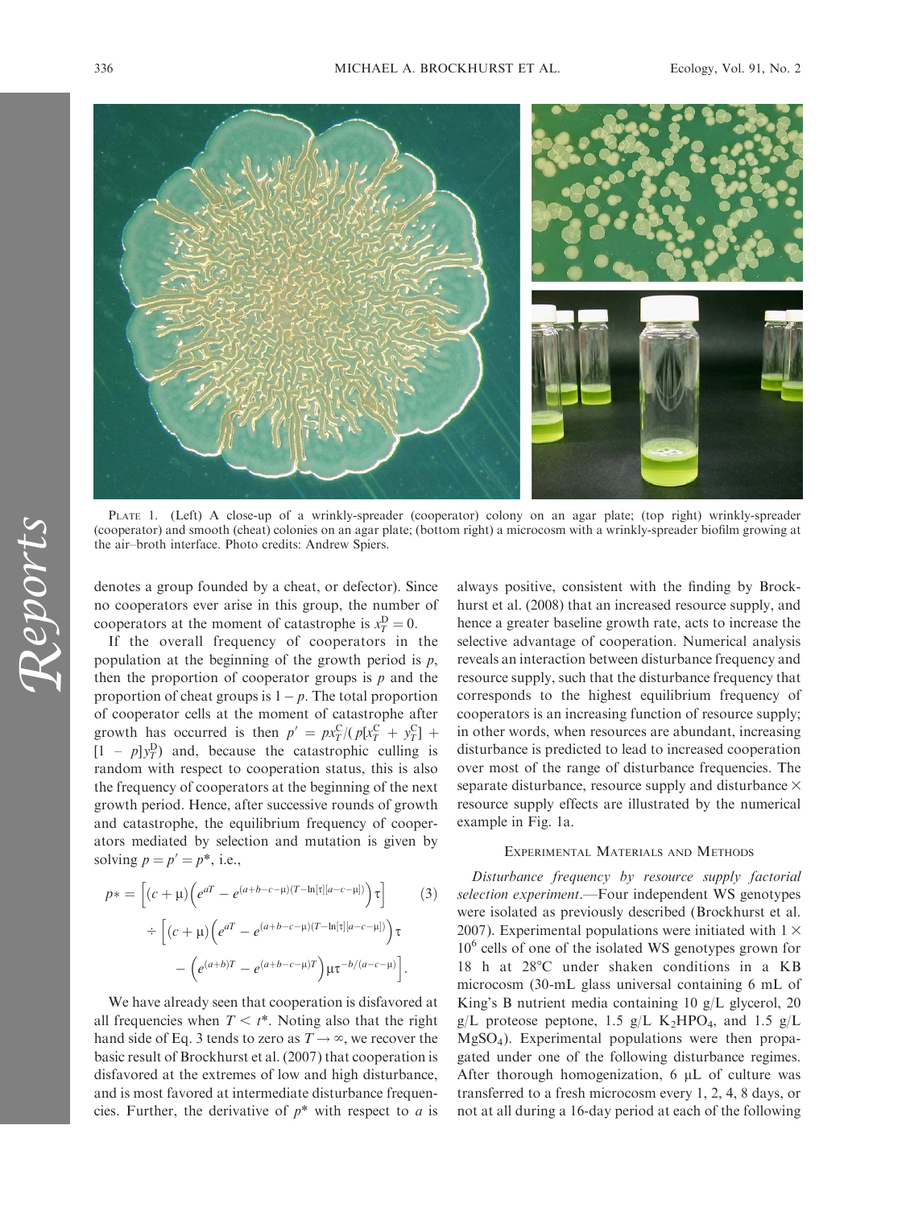PLATE 1. (Left) A close-up of a wrinkly-spreader (cooperator) colony on an agar plate; (top right) wrinkly-spreader (cooperator) and smooth (cheat) colonies on an agar plate; (bottom right) a microcosm with a wrinkly-spreader biofilm growing at the air–broth interface. Photo credits: Andrew Spiers.

denotes a group founded by a cheat, or defector). Since no cooperators ever arise in this group, the number of cooperators at the moment of catastrophe is $x_T^D = 0$.

If the overall frequency of cooperators in the population at the beginning of the growth period is $p$, then the proportion of cooperator groups is $p$ and the proportion of cheat groups is $1 - p$. The total proportion of cooperator cells at the moment of catastrophe after growth has occurred is then $p' = px_T^C/(p[x_T^C + y_T^C] + [1 - p]y_T^D)$ and, because the catastrophic culling is random with respect to cooperation status, this is also the frequency of cooperators at the beginning of the next growth period. Hence, after successive rounds of growth and catastrophe, the equilibrium frequency of cooperators mediated by selection and mutation is given by solving $p = p' = p^*$, i.e.,

$$p* = \left[(c+\mu)\left(e^{aT} - e^{(a+b-c-\mu)(T-\ln[\tau][a-c-\mu])}\right)\tau\right] \div \left[(c+\mu)\left(e^{aT} - e^{(a+b-c-\mu)(T-\ln[\tau][a-c-\mu])}\right)\tau - \left(e^{(a+b)T} - e^{(a+b-c-\mu)T}\right)\mu\tau^{-b/(a-c-\mu)}\right]. \quad (3)$$

We have already seen that cooperation is disfavored at all frequencies when $T < t^*$. Noting also that the right hand side of Eq. 3 tends to zero as $T \to \infty$, we recover the basic result of Brockhurst et al. (2007) that cooperation is disfavored at the extremes of low and high disturbance, and is most favored at intermediate disturbance frequencies. Further, the derivative of $p^*$ with respect to $a$ is always positive, consistent with the finding by Brockhurst et al. (2008) that an increased resource supply, and hence a greater baseline growth rate, acts to increase the selective advantage of cooperation. Numerical analysis reveals an interaction between disturbance frequency and resource supply, such that the disturbance frequency that corresponds to the highest equilibrium frequency of cooperators is an increasing function of resource supply; in other words, when resources are abundant, increasing disturbance is predicted to lead to increased cooperation over most of the range of disturbance frequencies. The separate disturbance, resource supply and disturbance × resource supply effects are illustrated by the numerical example in Fig. 1a.

## EXPERIMENTAL MATERIALS AND METHODS

*Disturbance frequency by resource supply factorial selection experiment*.—Four independent WS genotypes were isolated as previously described (Brockhurst et al. 2007). Experimental populations were initiated with $1 \times 10^6$ cells of one of the isolated WS genotypes grown for 18 h at 28°C under shaken conditions in a KB microcosm (30-mL glass universal containing 6 mL of King's B nutrient media containing 10 g/L glycerol, 20 g/L proteose peptone, 1.5 g/L $K_2HPO_4$, and 1.5 g/L $MgSO_4$). Experimental populations were then propagated under one of the following disturbance regimes. After thorough homogenization, 6 μL of culture was transferred to a fresh microcosm every 1, 2, 4, 8 days, or not at all during a 16-day period at each of the following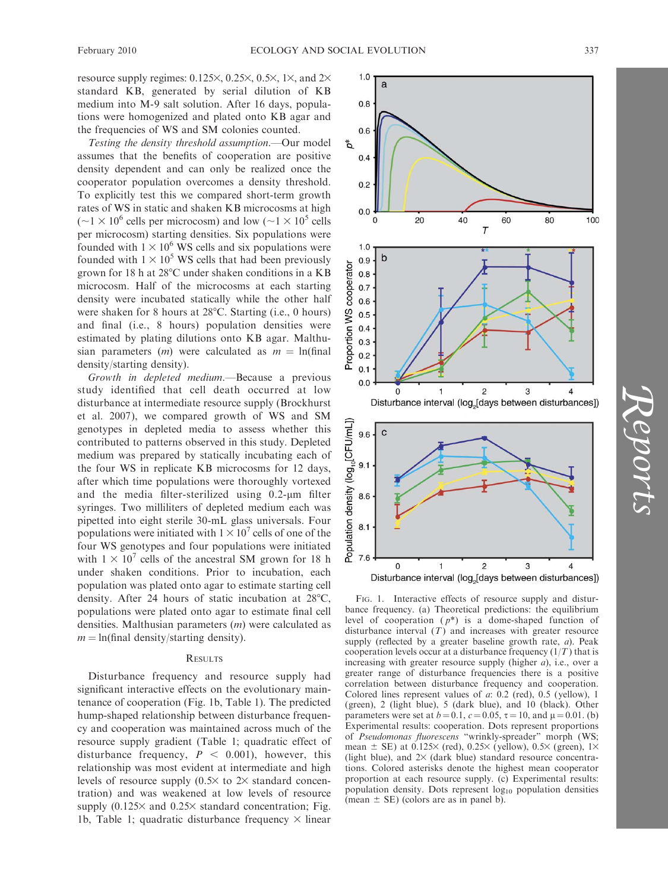resource supply regimes: 0.125×, 0.25×, 0.5×, 1×, and 2× standard KB, generated by serial dilution of KB medium into M-9 salt solution. After 16 days, populations were homogenized and plated onto KB agar and the frequencies of WS and SM colonies counted.

*Testing the density threshold assumption.*—Our model assumes that the benefits of cooperation are positive density dependent and can only be realized once the cooperator population overcomes a density threshold. To explicitly test this we compared short-term growth rates of WS in static and shaken KB microcosms at high (~$1 \times 10^6$ cells per microcosm) and low (~$1 \times 10^5$ cells per microcosm) starting densities. Six populations were founded with $1 \times 10^6$ WS cells and six populations were founded with $1 \times 10^5$ WS cells that had been previously grown for 18 h at 28°C under shaken conditions in a KB microcosm. Half of the microcosms at each starting density were incubated statically while the other half were shaken for 8 hours at 28°C. Starting (i.e., 0 hours) and final (i.e., 8 hours) population densities were estimated by plating dilutions onto KB agar. Malthusian parameters ($m$) were calculated as $m = \ln(\text{final density/starting density})$.

*Growth in depleted medium.*—Because a previous study identified that cell death occurred at low disturbance at intermediate resource supply (Brockhurst et al. 2007), we compared growth of WS and SM genotypes in depleted media to assess whether this contributed to patterns observed in this study. Depleted medium was prepared by statically incubating each of the four WS in replicate KB microcosms for 12 days, after which time populations were thoroughly vortexed and the media filter-sterilized using 0.2-μm filter syringes. Two milliliters of depleted medium each was pipetted into eight sterile 30-mL glass universals. Four populations were initiated with $1 \times 10^7$ cells of one of the four WS genotypes and four populations were initiated with $1 \times 10^7$ cells of the ancestral SM grown for 18 h under shaken conditions. Prior to incubation, each population was plated onto agar to estimate starting cell density. After 24 hours of static incubation at 28°C, populations were plated onto agar to estimate final cell densities. Malthusian parameters ($m$) were calculated as $m = \ln(\text{final density/starting density})$.

## Results

Disturbance frequency and resource supply had significant interactive effects on the evolutionary maintenance of cooperation (Fig. 1b, Table 1). The predicted hump-shaped relationship between disturbance frequency and cooperation was maintained across much of the resource supply gradient (Table 1; quadratic effect of disturbance frequency, $P < 0.001$), however, this relationship was most evident at intermediate and high levels of resource supply (0.5× to 2× standard concentration) and was weakened at low levels of resource supply (0.125× and 0.25× standard concentration; Fig. 1b, Table 1; quadratic disturbance frequency × linear

Fig. 1. Interactive effects of resource supply and disturbance frequency. (a) Theoretical predictions: the equilibrium level of cooperation ($p^*$) is a dome-shaped function of disturbance interval ($T$) and increases with greater resource supply (reflected by a greater baseline growth rate, $a$). Peak cooperation levels occur at a disturbance frequency ($1/T$) that is increasing with greater resource supply (higher $a$), i.e., over a greater range of disturbance frequencies there is a positive correlation between disturbance frequency and cooperation. Colored lines represent values of $a$: 0.2 (red), 0.5 (yellow), 1 (green), 2 (light blue), 5 (dark blue), and 10 (black). Other parameters were set at $b = 0.1$, $c = 0.05$, $\tau = 10$, and $\mu = 0.01$. (b) Experimental results: cooperation. Dots represent proportions of *Pseudomonas fluorescens* "wrinkly-spreader" morph (WS; mean ± SE) at 0.125× (red), 0.25× (yellow), 0.5× (green), 1× (light blue), and 2× (dark blue) standard resource concentrations. Colored asterisks denote the highest mean cooperator proportion at each resource supply. (c) Experimental results: population density. Dots represent $\log_{10}$ population densities (mean ± SE) (colors are as in panel b).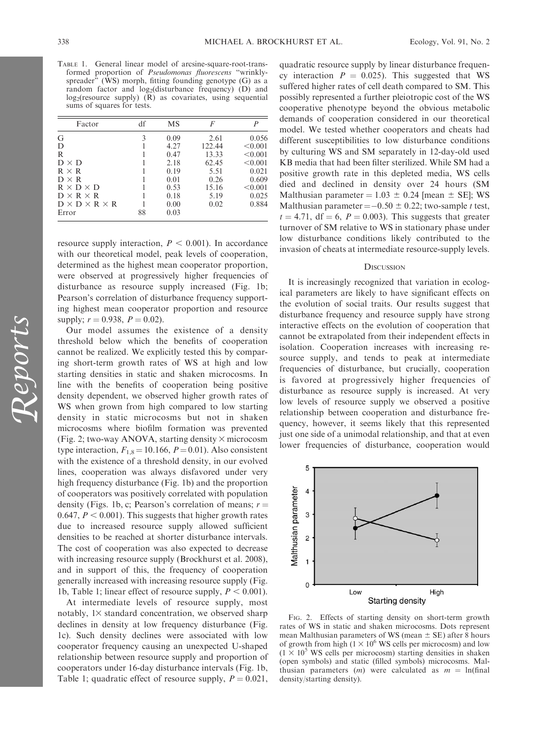TABLE 1. General linear model of arcsine-square-root-transformed proportion of *Pseudomonas fluorescens* "wrinkly-spreader" (WS) morph, fitting founding genotype (G) as a random factor and $\log_2$(disturbance frequency) (D) and $\log_2$(resource supply) (R) as covariates, using sequential sums of squares for tests.

| Factor | df | MS | F | P |
|---|---|---|---|---|
| G | 3 | 0.09 | 2.61 | 0.056 |
| D | 1 | 4.27 | 122.44 | <0.001 |
| R | 1 | 0.47 | 13.33 | <0.001 |
| D × D | 1 | 2.18 | 62.45 | <0.001 |
| R × R | 1 | 0.19 | 5.51 | 0.021 |
| D × R | 1 | 0.01 | 0.26 | 0.609 |
| R × D × D | 1 | 0.53 | 15.16 | <0.001 |
| D × R × R | 1 | 0.18 | 5.19 | 0.025 |
| D × D × R × R | 1 | 0.00 | 0.02 | 0.884 |
| Error | 88 | 0.03 | | |

resource supply interaction, $P < 0.001$). In accordance with our theoretical model, peak levels of cooperation, determined as the highest mean cooperator proportion, were observed at progressively higher frequencies of disturbance as resource supply increased (Fig. 1b; Pearson's correlation of disturbance frequency supporting highest mean cooperator proportion and resource supply; $r = 0.938$, $P = 0.02$).

Our model assumes the existence of a density threshold below which the benefits of cooperation cannot be realized. We explicitly tested this by comparing short-term growth rates of WS at high and low starting densities in static and shaken microcosms. In line with the benefits of cooperation being positive density dependent, we observed higher growth rates of WS when grown from high compared to low starting density in static microcosms but not in shaken microcosms where biofilm formation was prevented (Fig. 2; two-way ANOVA, starting density × microcosm type interaction, $F_{1,8} = 10.166$, $P = 0.01$). Also consistent with the existence of a threshold density, in our evolved lines, cooperation was always disfavored under very high frequency disturbance (Fig. 1b) and the proportion of cooperators was positively correlated with population density (Figs. 1b, c; Pearson's correlation of means; $r = 0.647$, $P < 0.001$). This suggests that higher growth rates due to increased resource supply allowed sufficient densities to be reached at shorter disturbance intervals. The cost of cooperation was also expected to decrease with increasing resource supply (Brockhurst et al. 2008), and in support of this, the frequency of cooperation generally increased with increasing resource supply (Fig. 1b, Table 1; linear effect of resource supply, $P < 0.001$).

At intermediate levels of resource supply, most notably, 1× standard concentration, we observed sharp declines in density at low frequency disturbance (Fig. 1c). Such density declines were associated with low cooperator frequency causing an unexpected U-shaped relationship between resource supply and proportion of cooperators under 16-day disturbance intervals (Fig. 1b, Table 1; quadratic effect of resource supply, $P = 0.021$, quadratic resource supply by linear disturbance frequency interaction $P = 0.025$). This suggested that WS suffered higher rates of cell death compared to SM. This possibly represented a further pleiotropic cost of the WS cooperative phenotype beyond the obvious metabolic demands of cooperation considered in our theoretical model. We tested whether cooperators and cheats had different susceptibilities to low disturbance conditions by culturing WS and SM separately in 12-day-old used KB media that had been filter sterilized. While SM had a positive growth rate in this depleted media, WS cells died and declined in density over 24 hours (SM Malthusian parameter = $1.03 \pm 0.24$ [mean ± SE]; WS Malthusian parameter = $-0.50 \pm 0.22$; two-sample *t* test, $t = 4.71$, df = 6, $P = 0.003$). This suggests that greater turnover of SM relative to WS in stationary phase under low disturbance conditions likely contributed to the invasion of cheats at intermediate resource-supply levels.

## DISCUSSION

It is increasingly recognized that variation in ecological parameters are likely to have significant effects on the evolution of social traits. Our results suggest that disturbance frequency and resource supply have strong interactive effects on the evolution of cooperation that cannot be extrapolated from their independent effects in isolation. Cooperation increases with increasing resource supply, and tends to peak at intermediate frequencies of disturbance, but crucially, cooperation is favored at progressively higher frequencies of disturbance as resource supply is increased. At very low levels of resource supply we observed a positive relationship between cooperation and disturbance frequency, however, it seems likely that this represented just one side of a unimodal relationship, and that at even lower frequencies of disturbance, cooperation would

FIG. 2. Effects of starting density on short-term growth rates of WS in static and shaken microcosms. Dots represent mean Malthusian parameters of WS (mean ± SE) after 8 hours of growth from high ($1 \times 10^6$ WS cells per microcosm) and low ($1 \times 10^5$ WS cells per microcosm) starting densities in shaken (open symbols) and static (filled symbols) microcosms. Malthusian parameters ($m$) were calculated as $m = \ln(\text{final density}/\text{starting density})$.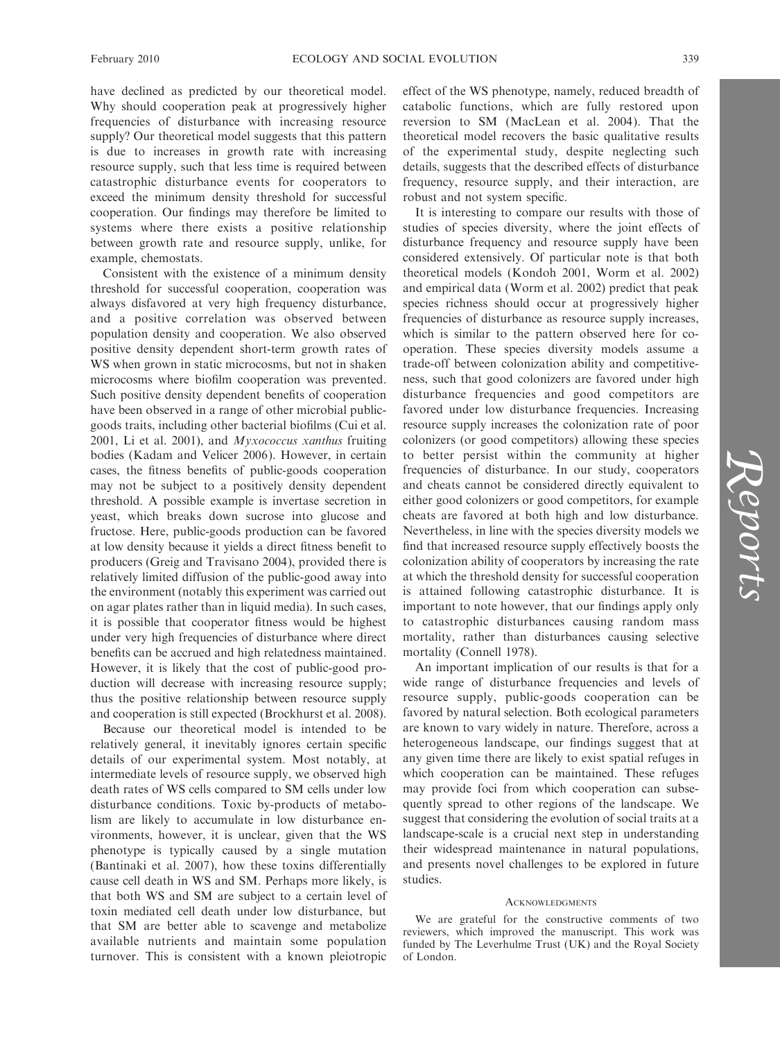have declined as predicted by our theoretical model. Why should cooperation peak at progressively higher frequencies of disturbance with increasing resource supply? Our theoretical model suggests that this pattern is due to increases in growth rate with increasing resource supply, such that less time is required between catastrophic disturbance events for cooperators to exceed the minimum density threshold for successful cooperation. Our findings may therefore be limited to systems where there exists a positive relationship between growth rate and resource supply, unlike, for example, chemostats.

Consistent with the existence of a minimum density threshold for successful cooperation, cooperation was always disfavored at very high frequency disturbance, and a positive correlation was observed between population density and cooperation. We also observed positive density dependent short-term growth rates of WS when grown in static microcosms, but not in shaken microcosms where biofilm cooperation was prevented. Such positive density dependent benefits of cooperation have been observed in a range of other microbial public-goods traits, including other bacterial biofilms (Cui et al. 2001, Li et al. 2001), and *Myxococcus xanthus* fruiting bodies (Kadam and Velicer 2006). However, in certain cases, the fitness benefits of public-goods cooperation may not be subject to a positively density dependent threshold. A possible example is invertase secretion in yeast, which breaks down sucrose into glucose and fructose. Here, public-goods production can be favored at low density because it yields a direct fitness benefit to producers (Greig and Travisano 2004), provided there is relatively limited diffusion of the public-good away into the environment (notably this experiment was carried out on agar plates rather than in liquid media). In such cases, it is possible that cooperator fitness would be highest under very high frequencies of disturbance where direct benefits can be accrued and high relatedness maintained. However, it is likely that the cost of public-good production will decrease with increasing resource supply; thus the positive relationship between resource supply and cooperation is still expected (Brockhurst et al. 2008).

Because our theoretical model is intended to be relatively general, it inevitably ignores certain specific details of our experimental system. Most notably, at intermediate levels of resource supply, we observed high death rates of WS cells compared to SM cells under low disturbance conditions. Toxic by-products of metabolism are likely to accumulate in low disturbance environments, however, it is unclear, given that the WS phenotype is typically caused by a single mutation (Bantinaki et al. 2007), how these toxins differentially cause cell death in WS and SM. Perhaps more likely, is that both WS and SM are subject to a certain level of toxin mediated cell death under low disturbance, but that SM are better able to scavenge and metabolize available nutrients and maintain some population turnover. This is consistent with a known pleiotropic effect of the WS phenotype, namely, reduced breadth of catabolic functions, which are fully restored upon reversion to SM (MacLean et al. 2004). That the theoretical model recovers the basic qualitative results of the experimental study, despite neglecting such details, suggests that the described effects of disturbance frequency, resource supply, and their interaction, are robust and not system specific.

It is interesting to compare our results with those of studies of species diversity, where the joint effects of disturbance frequency and resource supply have been considered extensively. Of particular note is that both theoretical models (Kondoh 2001, Worm et al. 2002) and empirical data (Worm et al. 2002) predict that peak species richness should occur at progressively higher frequencies of disturbance as resource supply increases, which is similar to the pattern observed here for cooperation. These species diversity models assume a trade-off between colonization ability and competitiveness, such that good colonizers are favored under high disturbance frequencies and good competitors are favored under low disturbance frequencies. Increasing resource supply increases the colonization rate of poor colonizers (or good competitors) allowing these species to better persist within the community at higher frequencies of disturbance. In our study, cooperators and cheats cannot be considered directly equivalent to either good colonizers or good competitors, for example cheats are favored at both high and low disturbance. Nevertheless, in line with the species diversity models we find that increased resource supply effectively boosts the colonization ability of cooperators by increasing the rate at which the threshold density for successful cooperation is attained following catastrophic disturbance. It is important to note however, that our findings apply only to catastrophic disturbances causing random mass mortality, rather than disturbances causing selective mortality (Connell 1978).

An important implication of our results is that for a wide range of disturbance frequencies and levels of resource supply, public-goods cooperation can be favored by natural selection. Both ecological parameters are known to vary widely in nature. Therefore, across a heterogeneous landscape, our findings suggest that at any given time there are likely to exist spatial refuges in which cooperation can be maintained. These refuges may provide foci from which cooperation can subsequently spread to other regions of the landscape. We suggest that considering the evolution of social traits at a landscape-scale is a crucial next step in understanding their widespread maintenance in natural populations, and presents novel challenges to be explored in future studies.

## Acknowledgments

We are grateful for the constructive comments of two reviewers, which improved the manuscript. This work was funded by The Leverhulme Trust (UK) and the Royal Society of London.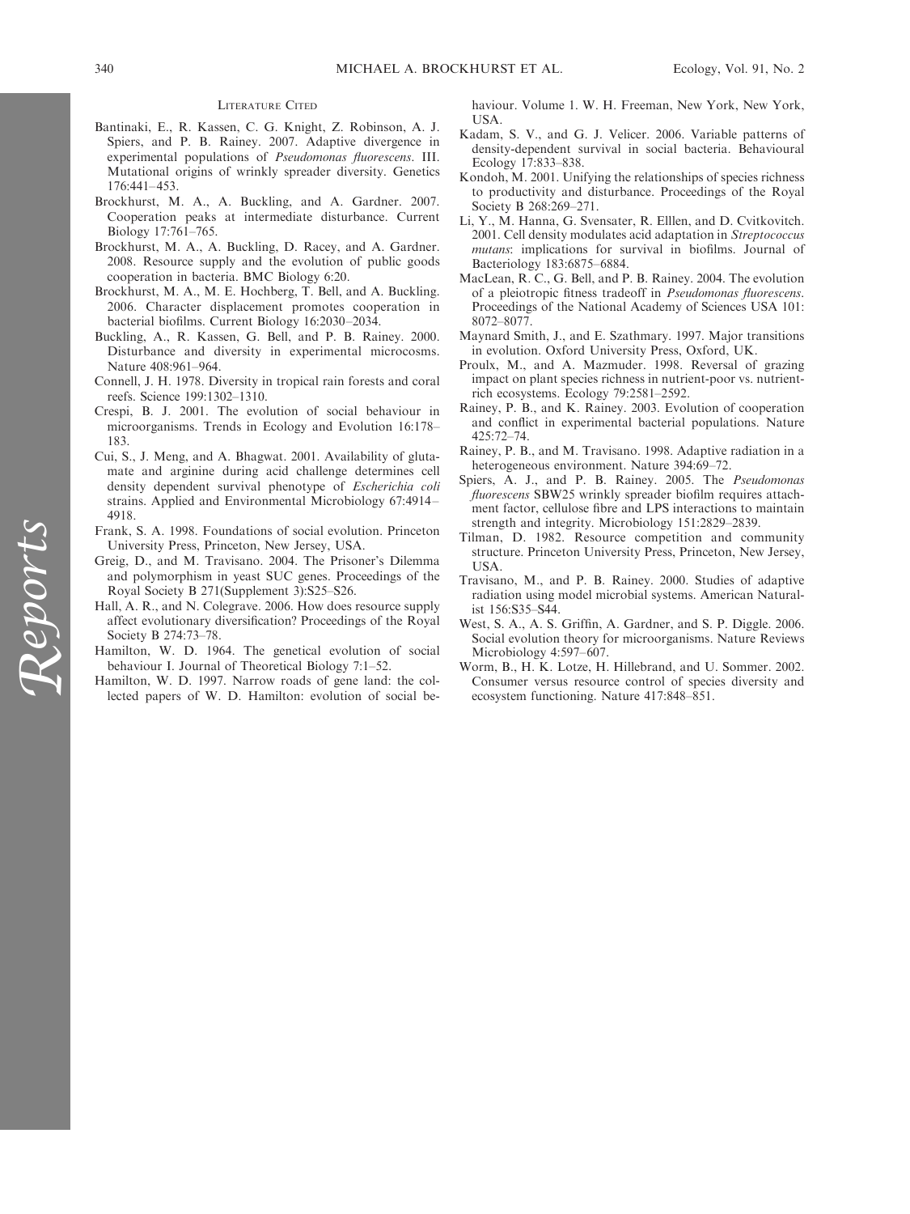## Literature Cited

Bantinaki, E., R. Kassen, C. G. Knight, Z. Robinson, A. J. Spiers, and P. B. Rainey. 2007. Adaptive divergence in experimental populations of *Pseudomonas fluorescens*. III. Mutational origins of wrinkly spreader diversity. Genetics 176:441–453.

Brockhurst, M. A., A. Buckling, and A. Gardner. 2007. Cooperation peaks at intermediate disturbance. Current Biology 17:761–765.

Brockhurst, M. A., A. Buckling, D. Racey, and A. Gardner. 2008. Resource supply and the evolution of public goods cooperation in bacteria. BMC Biology 6:20.

Brockhurst, M. A., M. E. Hochberg, T. Bell, and A. Buckling. 2006. Character displacement promotes cooperation in bacterial biofilms. Current Biology 16:2030–2034.

Buckling, A., R. Kassen, G. Bell, and P. B. Rainey. 2000. Disturbance and diversity in experimental microcosms. Nature 408:961–964.

Connell, J. H. 1978. Diversity in tropical rain forests and coral reefs. Science 199:1302–1310.

Crespi, B. J. 2001. The evolution of social behaviour in microorganisms. Trends in Ecology and Evolution 16:178–183.

Cui, S., J. Meng, and A. Bhagwat. 2001. Availability of glutamate and arginine during acid challenge determines cell density dependent survival phenotype of *Escherichia coli* strains. Applied and Environmental Microbiology 67:4914–4918.

Frank, S. A. 1998. Foundations of social evolution. Princeton University Press, Princeton, New Jersey, USA.

Greig, D., and M. Travisano. 2004. The Prisoner's Dilemma and polymorphism in yeast SUC genes. Proceedings of the Royal Society B 271(Supplement 3):S25–S26.

Hall, A. R., and N. Colegrave. 2006. How does resource supply affect evolutionary diversification? Proceedings of the Royal Society B 274:73–78.

Hamilton, W. D. 1964. The genetical evolution of social behaviour I. Journal of Theoretical Biology 7:1–52.

Hamilton, W. D. 1997. Narrow roads of gene land: the collected papers of W. D. Hamilton: evolution of social behaviour. Volume 1. W. H. Freeman, New York, New York, USA.

Kadam, S. V., and G. J. Velicer. 2006. Variable patterns of density-dependent survival in social bacteria. Behavioural Ecology 17:833–838.

Kondoh, M. 2001. Unifying the relationships of species richness to productivity and disturbance. Proceedings of the Royal Society B 268:269–271.

Li, Y., M. Hanna, G. Svensater, R. Elllen, and D. Cvitkovitch. 2001. Cell density modulates acid adaptation in *Streptococcus mutans*: implications for survival in biofilms. Journal of Bacteriology 183:6875–6884.

MacLean, R. C., G. Bell, and P. B. Rainey. 2004. The evolution of a pleiotropic fitness tradeoff in *Pseudomonas fluorescens*. Proceedings of the National Academy of Sciences USA 101: 8072–8077.

Maynard Smith, J., and E. Szathmary. 1997. Major transitions in evolution. Oxford University Press, Oxford, UK.

Proulx, M., and A. Mazmuder. 1998. Reversal of grazing impact on plant species richness in nutrient-poor vs. nutrient-rich ecosystems. Ecology 79:2581–2592.

Rainey, P. B., and K. Rainey. 2003. Evolution of cooperation and conflict in experimental bacterial populations. Nature 425:72–74.

Rainey, P. B., and M. Travisano. 1998. Adaptive radiation in a heterogeneous environment. Nature 394:69–72.

Spiers, A. J., and P. B. Rainey. 2005. The *Pseudomonas fluorescens* SBW25 wrinkly spreader biofilm requires attachment factor, cellulose fibre and LPS interactions to maintain strength and integrity. Microbiology 151:2829–2839.

Tilman, D. 1982. Resource competition and community structure. Princeton University Press, Princeton, New Jersey, USA.

Travisano, M., and P. B. Rainey. 2000. Studies of adaptive radiation using model microbial systems. American Naturalist 156:S35–S44.

West, S. A., A. S. Griffin, A. Gardner, and S. P. Diggle. 2006. Social evolution theory for microorganisms. Nature Reviews Microbiology 4:597–607.

Worm, B., H. K. Lotze, H. Hillebrand, and U. Sommer. 2002. Consumer versus resource control of species diversity and ecosystem functioning. Nature 417:848–851.